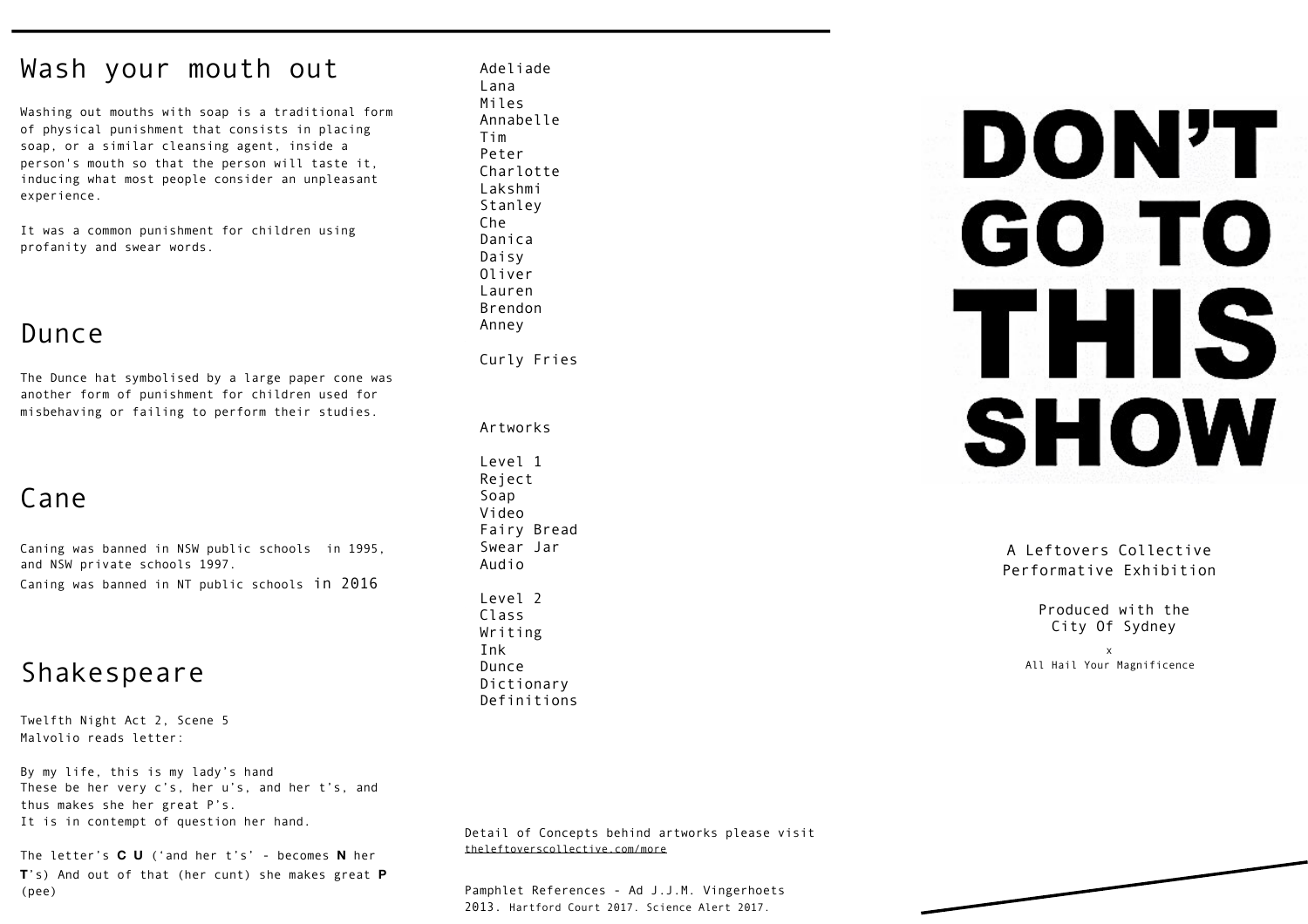## Wash your mouth out

Washing out mouths with soap is a traditional form of physical punishment that consists in placing soap, or a similar cleansing agent, inside a person's mouth so that the person will taste it, inducing what most people consider an unpleasant experience.

It was a common punishment for children using profanity and swear words.

## Dunce

The Dunce hat symbolised by a large paper cone was another form of punishment for children used for misbehaving or failing to perform their studies.

## Cane

Caning was banned in NSW public schools in 1995, and NSW private schools 1997.
Caning was banned in NT public schools in 2016

## Shakespeare

Twelfth Night Act 2, Scene 5
Malvolio reads letter:

By my life, this is my lady's hand
These be her very c's, her u's, and her t's, and thus makes she her great P's.
It is in contempt of question her hand.

The letter's **C U** ('and her t's' - becomes **N** her **T**'s) And out of that (her cunt) she makes great **P** (pee)

Adeliade
Lana
Miles
Annabelle
Tim
Peter
Charlotte
Lakshmi
Stanley
Che
Danica
Daisy
Oliver
Lauren
Brendon
Anney

Curly Fries

Artworks

Level 1
Reject
Soap
Video
Fairy Bread
Swear Jar
Audio

Level 2
Class
Writing
Ink
Dunce
Dictionary
Definitions

Detail of Concepts behind artworks please visit theleftoverscollective.com/more

Pamphlet References - Ad J.J.M. Vingerhoets 2013. Hartford Court 2017. Science Alert 2017.

# DON'T GO TO THIS SHOW

A Leftovers Collective
Performative Exhibition

Produced with the
City Of Sydney

x
All Hail Your Magnificence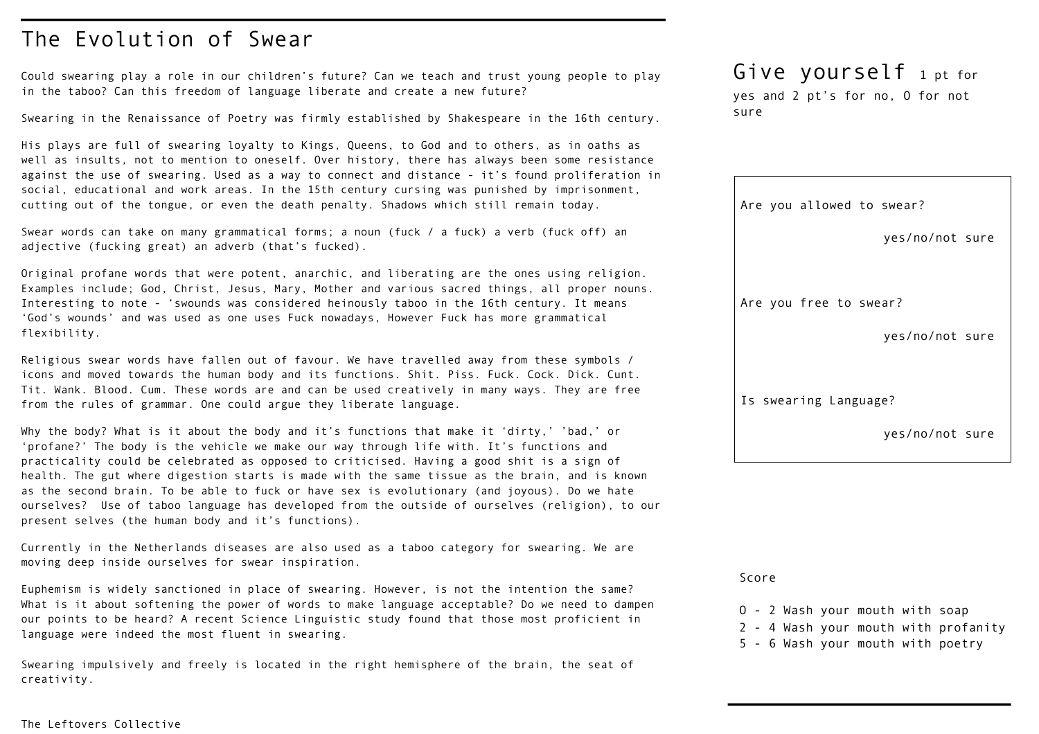# The Evolution of Swear

Could swearing play a role in our children's future? Can we teach and trust young people to play in the taboo? Can this freedom of language liberate and create a new future?

Swearing in the Renaissance of Poetry was firmly established by Shakespeare in the 16th century.

His plays are full of swearing loyalty to Kings, Queens, to God and to others, as in oaths as well as insults, not to mention to oneself. Over history, there has always been some resistance against the use of swearing. Used as a way to connect and distance - it's found proliferation in social, educational and work areas. In the 15th century cursing was punished by imprisonment, cutting out of the tongue, or even the death penalty. Shadows which still remain today.

Swear words can take on many grammatical forms; a noun (fuck / a fuck) a verb (fuck off) an adjective (fucking great) an adverb (that's fucked).

Original profane words that were potent, anarchic, and liberating are the ones using religion. Examples include; God, Christ, Jesus, Mary, Mother and various sacred things, all proper nouns. Interesting to note - 'swounds was considered heinously taboo in the 16th century. It means 'God's wounds' and was used as one uses Fuck nowadays, However Fuck has more grammatical flexibility.

Religious swear words have fallen out of favour. We have travelled away from these symbols / icons and moved towards the human body and its functions. Shit. Piss. Fuck. Cock. Dick. Cunt. Tit. Wank. Blood. Cum. These words are and can be used creatively in many ways. They are free from the rules of grammar. One could argue they liberate language.

Why the body? What is it about the body and it's functions that make it 'dirty,' 'bad,' or 'profane?' The body is the vehicle we make our way through life with. It's functions and practicality could be celebrated as opposed to criticised. Having a good shit is a sign of health. The gut where digestion starts is made with the same tissue as the brain, and is known as the second brain. To be able to fuck or have sex is evolutionary (and joyous). Do we hate ourselves? Use of taboo language has developed from the outside of ourselves (religion), to our present selves (the human body and it's functions).

Currently in the Netherlands diseases are also used as a taboo category for swearing. We are moving deep inside ourselves for swear inspiration.

Euphemism is widely sanctioned in place of swearing. However, is not the intention the same? What is it about softening the power of words to make language acceptable? Do we need to dampen our points to be heard? A recent Science Linguistic study found that those most proficient in language were indeed the most fluent in swearing.

Swearing impulsively and freely is located in the right hemisphere of the brain, the seat of creativity.

The Leftovers Collective

## Give yourself 1 pt for yes and 2 pt's for no, 0 for not sure

Are you allowed to swear?

yes/no/not sure

Are you free to swear?

yes/no/not sure

Is swearing Language?

yes/no/not sure

Score

0 - 2 Wash your mouth with soap
2 - 4 Wash your mouth with profanity
5 - 6 Wash your mouth with poetry